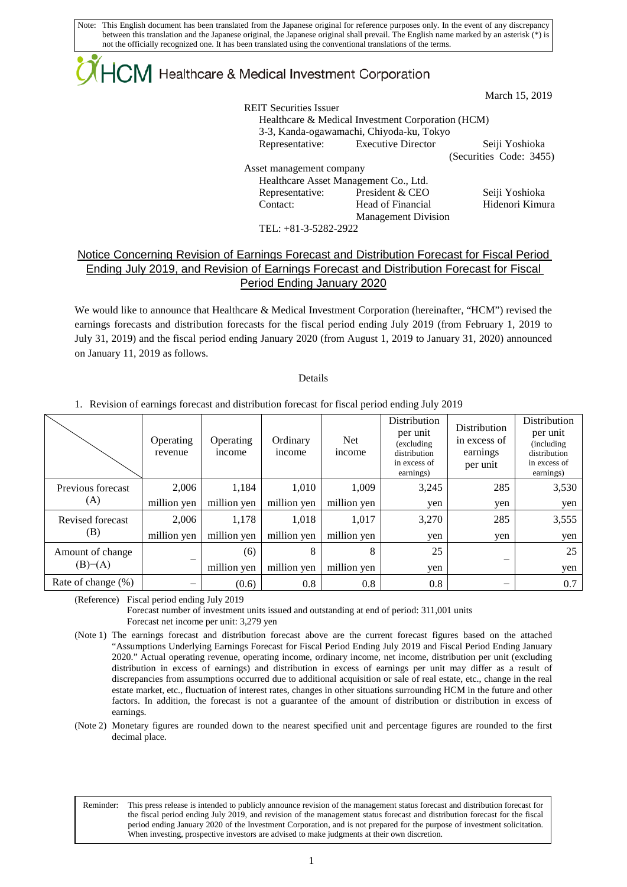Note: This English document has been translated from the Japanese original for reference purposes only. In the event of any discrepancy between this translation and the Japanese original, the Japanese original shall prevail. The English name marked by an asterisk (*) is not the officially recognized one. It has been translated using the conventional translations of the terms.

HCM Healthcare & Medical Investment Corporation

March 15, 2019

REIT Securities Issuer
Healthcare & Medical Investment Corporation (HCM)
3-3, Kanda-ogawamachi, Chiyoda-ku, Tokyo
Representative: Executive Director Seiji Yoshioka
(Securities Code: 3455)

Asset management company
Healthcare Asset Management Co., Ltd.
Representative: President & CEO Seiji Yoshioka
Contact: Head of Financial Management Division Hidenori Kimura
TEL: +81-3-5282-2922

## Notice Concerning Revision of Earnings Forecast and Distribution Forecast for Fiscal Period Ending July 2019, and Revision of Earnings Forecast and Distribution Forecast for Fiscal Period Ending January 2020

We would like to announce that Healthcare & Medical Investment Corporation (hereinafter, "HCM") revised the earnings forecasts and distribution forecasts for the fiscal period ending July 2019 (from February 1, 2019 to July 31, 2019) and the fiscal period ending January 2020 (from August 1, 2019 to January 31, 2020) announced on January 11, 2019 as follows.

Details

1. Revision of earnings forecast and distribution forecast for fiscal period ending July 2019

| | Operating revenue | Operating income | Ordinary income | Net income | Distribution per unit (excluding distribution in excess of earnings) | Distribution in excess of earnings per unit | Distribution per unit (including distribution in excess of earnings) |
|---|---|---|---|---|---|---|---|
| Previous forecast (A) | 2,006 million yen | 1,184 million yen | 1,010 million yen | 1,009 million yen | 3,245 yen | 285 yen | 3,530 yen |
| Revised forecast (B) | 2,006 million yen | 1,178 million yen | 1,018 million yen | 1,017 million yen | 3,270 yen | 285 yen | 3,555 yen |
| Amount of change (B)−(A) | − | (6) million yen | 8 million yen | 8 million yen | 25 yen | − | 25 yen |
| Rate of change (%) | − | (0.6) | 0.8 | 0.8 | 0.8 | − | 0.7 |

(Reference) Fiscal period ending July 2019
Forecast number of investment units issued and outstanding at end of period: 311,001 units
Forecast net income per unit: 3,279 yen

(Note 1) The earnings forecast and distribution forecast above are the current forecast figures based on the attached "Assumptions Underlying Earnings Forecast for Fiscal Period Ending July 2019 and Fiscal Period Ending January 2020." Actual operating revenue, operating income, ordinary income, net income, distribution per unit (excluding distribution in excess of earnings) and distribution in excess of earnings per unit may differ as a result of discrepancies from assumptions occurred due to additional acquisition or sale of real estate, etc., change in the real estate market, etc., fluctuation of interest rates, changes in other situations surrounding HCM in the future and other factors. In addition, the forecast is not a guarantee of the amount of distribution or distribution in excess of earnings.

(Note 2) Monetary figures are rounded down to the nearest specified unit and percentage figures are rounded to the first decimal place.

Reminder: This press release is intended to publicly announce revision of the management status forecast and distribution forecast for the fiscal period ending July 2019, and revision of the management status forecast and distribution forecast for the fiscal period ending January 2020 of the Investment Corporation, and is not prepared for the purpose of investment solicitation. When investing, prospective investors are advised to make judgments at their own discretion.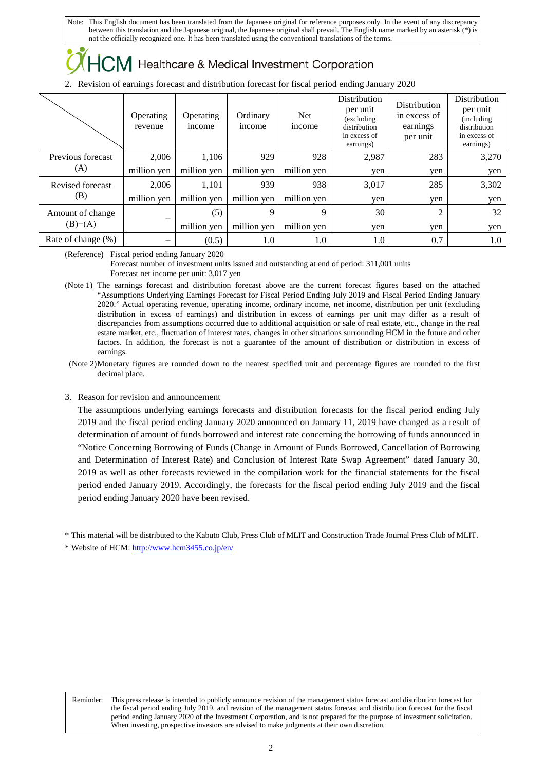Note: This English document has been translated from the Japanese original for reference purposes only. In the event of any discrepancy between this translation and the Japanese original, the Japanese original shall prevail. The English name marked by an asterisk (*) is not the officially recognized one. It has been translated using the conventional translations of the terms.

# HCM Healthcare & Medical Investment Corporation

2. Revision of earnings forecast and distribution forecast for fiscal period ending January 2020

| | Operating revenue | Operating income | Ordinary income | Net income | Distribution per unit (excluding distribution in excess of earnings) | Distribution in excess of earnings per unit | Distribution per unit (including distribution in excess of earnings) |
|---|---|---|---|---|---|---|---|
| Previous forecast (A) | 2,006 million yen | 1,106 million yen | 929 million yen | 928 million yen | 2,987 yen | 283 yen | 3,270 yen |
| Revised forecast (B) | 2,006 million yen | 1,101 million yen | 939 million yen | 938 million yen | 3,017 yen | 285 yen | 3,302 yen |
| Amount of change (B)−(A) | – | (5) million yen | 9 million yen | 9 million yen | 30 yen | 2 yen | 32 yen |
| Rate of change (%) | – | (0.5) | 1.0 | 1.0 | 1.0 | 0.7 | 1.0 |

(Reference) Fiscal period ending January 2020
Forecast number of investment units issued and outstanding at end of period: 311,001 units
Forecast net income per unit: 3,017 yen

(Note 1) The earnings forecast and distribution forecast above are the current forecast figures based on the attached "Assumptions Underlying Earnings Forecast for Fiscal Period Ending July 2019 and Fiscal Period Ending January 2020." Actual operating revenue, operating income, ordinary income, net income, distribution per unit (excluding distribution in excess of earnings) and distribution in excess of earnings per unit may differ as a result of discrepancies from assumptions occurred due to additional acquisition or sale of real estate, etc., change in the real estate market, etc., fluctuation of interest rates, changes in other situations surrounding HCM in the future and other factors. In addition, the forecast is not a guarantee of the amount of distribution or distribution in excess of earnings.

(Note 2) Monetary figures are rounded down to the nearest specified unit and percentage figures are rounded to the first decimal place.

3. Reason for revision and announcement

The assumptions underlying earnings forecasts and distribution forecasts for the fiscal period ending July 2019 and the fiscal period ending January 2020 announced on January 11, 2019 have changed as a result of determination of amount of funds borrowed and interest rate concerning the borrowing of funds announced in "Notice Concerning Borrowing of Funds (Change in Amount of Funds Borrowed, Cancellation of Borrowing and Determination of Interest Rate) and Conclusion of Interest Rate Swap Agreement" dated January 30, 2019 as well as other forecasts reviewed in the compilation work for the financial statements for the fiscal period ended January 2019. Accordingly, the forecasts for the fiscal period ending July 2019 and the fiscal period ending January 2020 have been revised.

* This material will be distributed to the Kabuto Club, Press Club of MLIT and Construction Trade Journal Press Club of MLIT.

* Website of HCM: http://www.hcm3455.co.jp/en/

Reminder: This press release is intended to publicly announce revision of the management status forecast and distribution forecast for the fiscal period ending July 2019, and revision of the management status forecast and distribution forecast for the fiscal period ending January 2020 of the Investment Corporation, and is not prepared for the purpose of investment solicitation. When investing, prospective investors are advised to make judgments at their own discretion.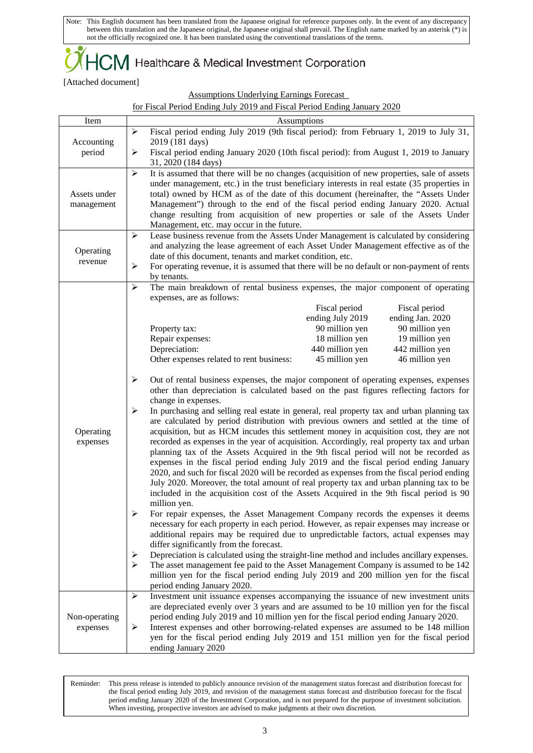Note: This English document has been translated from the Japanese original for reference purposes only. In the event of any discrepancy between this translation and the Japanese original, the Japanese original shall prevail. The English name marked by an asterisk (*) is not the officially recognized one. It has been translated using the conventional translations of the terms.

HCM Healthcare & Medical Investment Corporation

[Attached document]

Assumptions Underlying Earnings Forecast
for Fiscal Period Ending July 2019 and Fiscal Period Ending January 2020

| Item | Assumptions |
|---|---|
| Accounting period | ➢ Fiscal period ending July 2019 (9th fiscal period): from February 1, 2019 to July 31, 2019 (181 days)<br>➢ Fiscal period ending January 2020 (10th fiscal period): from August 1, 2019 to January 31, 2020 (184 days) |
| Assets under management | ➢ It is assumed that there will be no changes (acquisition of new properties, sale of assets under management, etc.) in the trust beneficiary interests in real estate (35 properties in total) owned by HCM as of the date of this document (hereinafter, the "Assets Under Management") through to the end of the fiscal period ending January 2020. Actual change resulting from acquisition of new properties or sale of the Assets Under Management, etc. may occur in the future. |
| Operating revenue | ➢ Lease business revenue from the Assets Under Management is calculated by considering and analyzing the lease agreement of each Asset Under Management effective as of the date of this document, tenants and market condition, etc.<br>➢ For operating revenue, it is assumed that there will be no default or non-payment of rents by tenants. |
| Operating expenses | ➢ The main breakdown of rental business expenses, the major component of operating expenses, are as follows:<br>(Fiscal period ending July 2019 / Fiscal period ending Jan. 2020)<br>Property tax: 90 million yen / 90 million yen<br>Repair expenses: 18 million yen / 19 million yen<br>Depreciation: 440 million yen / 442 million yen<br>Other expenses related to rent business: 45 million yen / 46 million yen<br><br>➢ Out of rental business expenses, the major component of operating expenses, expenses other than depreciation is calculated based on the past figures reflecting factors for change in expenses.<br>➢ In purchasing and selling real estate in general, real property tax and urban planning tax are calculated by period distribution with previous owners and settled at the time of acquisition, but as HCM incudes this settlement money in acquisition cost, they are not recorded as expenses in the year of acquisition. Accordingly, real property tax and urban planning tax of the Assets Acquired in the 9th fiscal period will not be recorded as expenses in the fiscal period ending July 2019 and the fiscal period ending January 2020, and such for fiscal 2020 will be recorded as expenses from the fiscal period ending July 2020. Moreover, the total amount of real property tax and urban planning tax to be included in the acquisition cost of the Assets Acquired in the 9th fiscal period is 90 million yen.<br>➢ For repair expenses, the Asset Management Company records the expenses it deems necessary for each property in each period. However, as repair expenses may increase or additional repairs may be required due to unpredictable factors, actual expenses may differ significantly from the forecast.<br>➢ Depreciation is calculated using the straight-line method and includes ancillary expenses.<br>➢ The asset management fee paid to the Asset Management Company is assumed to be 142 million yen for the fiscal period ending July 2019 and 200 million yen for the fiscal period ending January 2020. |
| Non-operating expenses | ➢ Investment unit issuance expenses accompanying the issuance of new investment units are depreciated evenly over 3 years and are assumed to be 10 million yen for the fiscal period ending July 2019 and 10 million yen for the fiscal period ending January 2020.<br>➢ Interest expenses and other borrowing-related expenses are assumed to be 148 million yen for the fiscal period ending July 2019 and 151 million yen for the fiscal period ending January 2020 |

Reminder: This press release is intended to publicly announce revision of the management status forecast and distribution forecast for the fiscal period ending July 2019, and revision of the management status forecast and distribution forecast for the fiscal period ending January 2020 of the Investment Corporation, and is not prepared for the purpose of investment solicitation. When investing, prospective investors are advised to make judgments at their own discretion.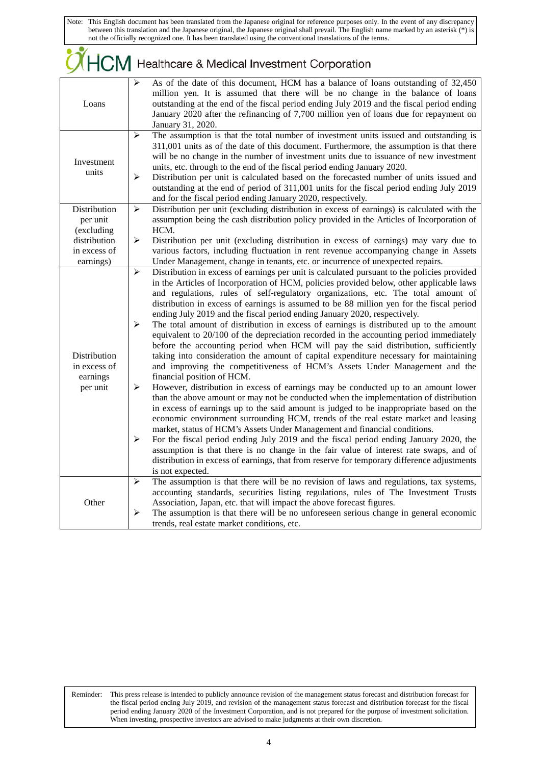Note: This English document has been translated from the Japanese original for reference purposes only. In the event of any discrepancy between this translation and the Japanese original, the Japanese original shall prevail. The English name marked by an asterisk (*) is not the officially recognized one. It has been translated using the conventional translations of the terms.

# HCM Healthcare & Medical Investment Corporation

| | |
|---|---|
| Loans | ➢ As of the date of this document, HCM has a balance of loans outstanding of 32,450 million yen. It is assumed that there will be no change in the balance of loans outstanding at the end of the fiscal period ending July 2019 and the fiscal period ending January 2020 after the refinancing of 7,700 million yen of loans due for repayment on January 31, 2020. |
| Investment units | ➢ The assumption is that the total number of investment units issued and outstanding is 311,001 units as of the date of this document. Furthermore, the assumption is that there will be no change in the number of investment units due to issuance of new investment units, etc. through to the end of the fiscal period ending January 2020.<br>➢ Distribution per unit is calculated based on the forecasted number of units issued and outstanding at the end of period of 311,001 units for the fiscal period ending July 2019 and for the fiscal period ending January 2020, respectively. |
| Distribution per unit (excluding distribution in excess of earnings) | ➢ Distribution per unit (excluding distribution in excess of earnings) is calculated with the assumption being the cash distribution policy provided in the Articles of Incorporation of HCM.<br>➢ Distribution per unit (excluding distribution in excess of earnings) may vary due to various factors, including fluctuation in rent revenue accompanying change in Assets Under Management, change in tenants, etc. or incurrence of unexpected repairs. |
| Distribution in excess of earnings per unit | ➢ Distribution in excess of earnings per unit is calculated pursuant to the policies provided in the Articles of Incorporation of HCM, policies provided below, other applicable laws and regulations, rules of self-regulatory organizations, etc. The total amount of distribution in excess of earnings is assumed to be 88 million yen for the fiscal period ending July 2019 and the fiscal period ending January 2020, respectively.<br>➢ The total amount of distribution in excess of earnings is distributed up to the amount equivalent to 20/100 of the depreciation recorded in the accounting period immediately before the accounting period when HCM will pay the said distribution, sufficiently taking into consideration the amount of capital expenditure necessary for maintaining and improving the competitiveness of HCM's Assets Under Management and the financial position of HCM.<br>➢ However, distribution in excess of earnings may be conducted up to an amount lower than the above amount or may not be conducted when the implementation of distribution in excess of earnings up to the said amount is judged to be inappropriate based on the economic environment surrounding HCM, trends of the real estate market and leasing market, status of HCM's Assets Under Management and financial conditions.<br>➢ For the fiscal period ending July 2019 and the fiscal period ending January 2020, the assumption is that there is no change in the fair value of interest rate swaps, and of distribution in excess of earnings, that from reserve for temporary difference adjustments is not expected. |
| Other | ➢ The assumption is that there will be no revision of laws and regulations, tax systems, accounting standards, securities listing regulations, rules of The Investment Trusts Association, Japan, etc. that will impact the above forecast figures.<br>➢ The assumption is that there will be no unforeseen serious change in general economic trends, real estate market conditions, etc. |

Reminder: This press release is intended to publicly announce revision of the management status forecast and distribution forecast for the fiscal period ending July 2019, and revision of the management status forecast and distribution forecast for the fiscal period ending January 2020 of the Investment Corporation, and is not prepared for the purpose of investment solicitation. When investing, prospective investors are advised to make judgments at their own discretion.